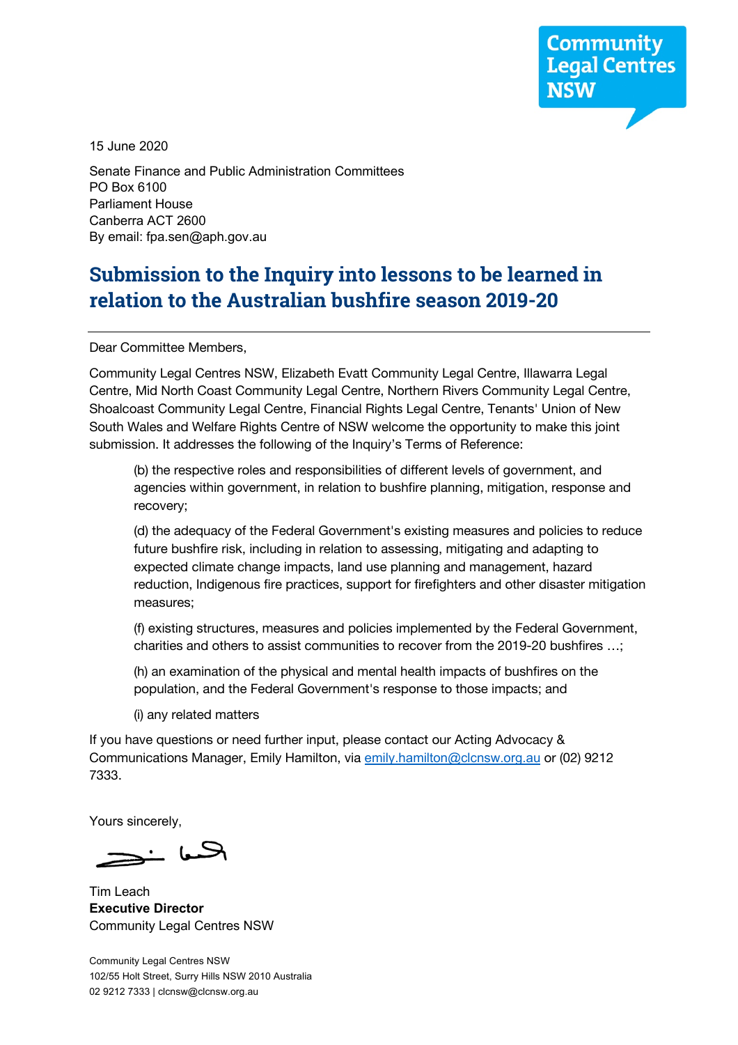15 June 2020

Senate Finance and Public Administration Committees
PO Box 6100
Parliament House
Canberra ACT 2600
By email: fpa.sen@aph.gov.au

# Submission to the Inquiry into lessons to be learned in relation to the Australian bushfire season 2019-20

Dear Committee Members,

Community Legal Centres NSW, Elizabeth Evatt Community Legal Centre, Illawarra Legal Centre, Mid North Coast Community Legal Centre, Northern Rivers Community Legal Centre, Shoalcoast Community Legal Centre, Financial Rights Legal Centre, Tenants' Union of New South Wales and Welfare Rights Centre of NSW welcome the opportunity to make this joint submission. It addresses the following of the Inquiry's Terms of Reference:

> (b) the respective roles and responsibilities of different levels of government, and agencies within government, in relation to bushfire planning, mitigation, response and recovery;
>
> (d) the adequacy of the Federal Government's existing measures and policies to reduce future bushfire risk, including in relation to assessing, mitigating and adapting to expected climate change impacts, land use planning and management, hazard reduction, Indigenous fire practices, support for firefighters and other disaster mitigation measures;
>
> (f) existing structures, measures and policies implemented by the Federal Government, charities and others to assist communities to recover from the 2019-20 bushfires …;
>
> (h) an examination of the physical and mental health impacts of bushfires on the population, and the Federal Government's response to those impacts; and
>
> (i) any related matters

If you have questions or need further input, please contact our Acting Advocacy & Communications Manager, Emily Hamilton, via emily.hamilton@clcnsw.org.au or (02) 9212 7333.

Yours sincerely,

Tim Leach
**Executive Director**
Community Legal Centres NSW

Community Legal Centres NSW
102/55 Holt Street, Surry Hills NSW 2010 Australia
02 9212 7333 | clcnsw@clcnsw.org.au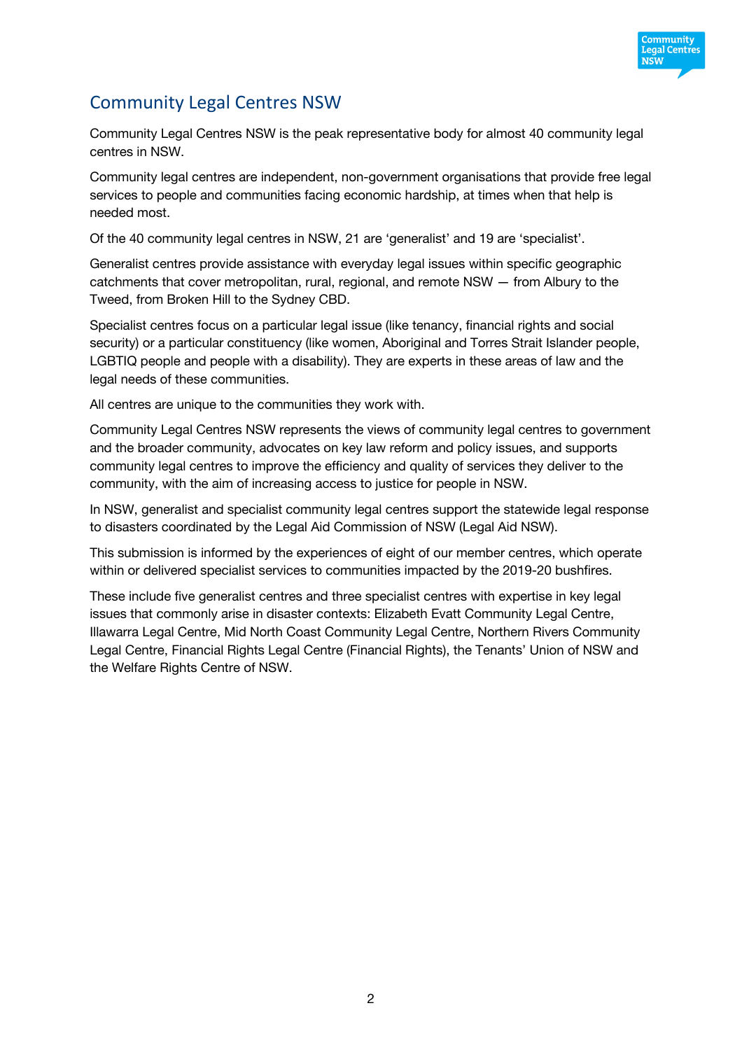## Community Legal Centres NSW

Community Legal Centres NSW is the peak representative body for almost 40 community legal centres in NSW.

Community legal centres are independent, non-government organisations that provide free legal services to people and communities facing economic hardship, at times when that help is needed most.

Of the 40 community legal centres in NSW, 21 are 'generalist' and 19 are 'specialist'.

Generalist centres provide assistance with everyday legal issues within specific geographic catchments that cover metropolitan, rural, regional, and remote NSW — from Albury to the Tweed, from Broken Hill to the Sydney CBD.

Specialist centres focus on a particular legal issue (like tenancy, financial rights and social security) or a particular constituency (like women, Aboriginal and Torres Strait Islander people, LGBTIQ people and people with a disability). They are experts in these areas of law and the legal needs of these communities.

All centres are unique to the communities they work with.

Community Legal Centres NSW represents the views of community legal centres to government and the broader community, advocates on key law reform and policy issues, and supports community legal centres to improve the efficiency and quality of services they deliver to the community, with the aim of increasing access to justice for people in NSW.

In NSW, generalist and specialist community legal centres support the statewide legal response to disasters coordinated by the Legal Aid Commission of NSW (Legal Aid NSW).

This submission is informed by the experiences of eight of our member centres, which operate within or delivered specialist services to communities impacted by the 2019-20 bushfires.

These include five generalist centres and three specialist centres with expertise in key legal issues that commonly arise in disaster contexts: Elizabeth Evatt Community Legal Centre, Illawarra Legal Centre, Mid North Coast Community Legal Centre, Northern Rivers Community Legal Centre, Financial Rights Legal Centre (Financial Rights), the Tenants' Union of NSW and the Welfare Rights Centre of NSW.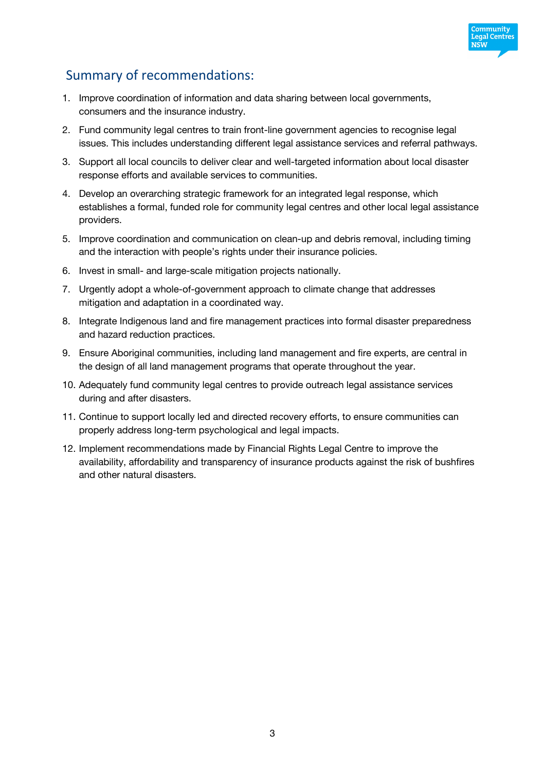## Summary of recommendations:

1. Improve coordination of information and data sharing between local governments, consumers and the insurance industry.
2. Fund community legal centres to train front-line government agencies to recognise legal issues. This includes understanding different legal assistance services and referral pathways.
3. Support all local councils to deliver clear and well-targeted information about local disaster response efforts and available services to communities.
4. Develop an overarching strategic framework for an integrated legal response, which establishes a formal, funded role for community legal centres and other local legal assistance providers.
5. Improve coordination and communication on clean-up and debris removal, including timing and the interaction with people's rights under their insurance policies.
6. Invest in small- and large-scale mitigation projects nationally.
7. Urgently adopt a whole-of-government approach to climate change that addresses mitigation and adaptation in a coordinated way.
8. Integrate Indigenous land and fire management practices into formal disaster preparedness and hazard reduction practices.
9. Ensure Aboriginal communities, including land management and fire experts, are central in the design of all land management programs that operate throughout the year.
10. Adequately fund community legal centres to provide outreach legal assistance services during and after disasters.
11. Continue to support locally led and directed recovery efforts, to ensure communities can properly address long-term psychological and legal impacts.
12. Implement recommendations made by Financial Rights Legal Centre to improve the availability, affordability and transparency of insurance products against the risk of bushfires and other natural disasters.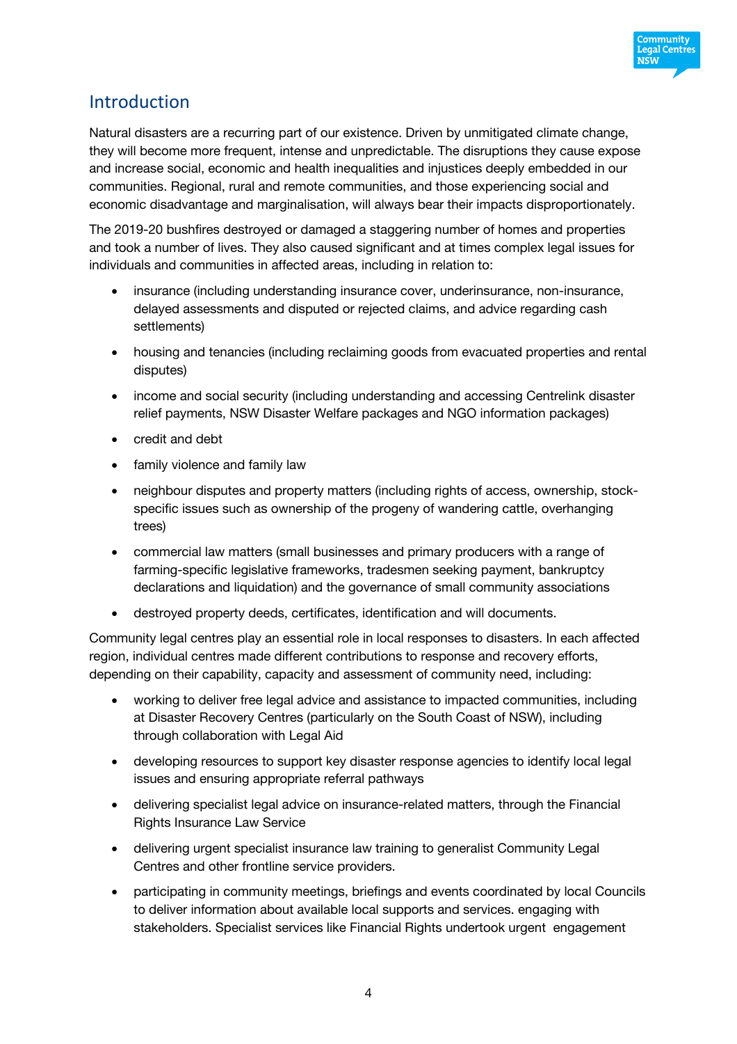## Introduction

Natural disasters are a recurring part of our existence. Driven by unmitigated climate change, they will become more frequent, intense and unpredictable. The disruptions they cause expose and increase social, economic and health inequalities and injustices deeply embedded in our communities. Regional, rural and remote communities, and those experiencing social and economic disadvantage and marginalisation, will always bear their impacts disproportionately.

The 2019-20 bushfires destroyed or damaged a staggering number of homes and properties and took a number of lives. They also caused significant and at times complex legal issues for individuals and communities in affected areas, including in relation to:

- insurance (including understanding insurance cover, underinsurance, non-insurance, delayed assessments and disputed or rejected claims, and advice regarding cash settlements)
- housing and tenancies (including reclaiming goods from evacuated properties and rental disputes)
- income and social security (including understanding and accessing Centrelink disaster relief payments, NSW Disaster Welfare packages and NGO information packages)
- credit and debt
- family violence and family law
- neighbour disputes and property matters (including rights of access, ownership, stock-specific issues such as ownership of the progeny of wandering cattle, overhanging trees)
- commercial law matters (small businesses and primary producers with a range of farming-specific legislative frameworks, tradesmen seeking payment, bankruptcy declarations and liquidation) and the governance of small community associations
- destroyed property deeds, certificates, identification and will documents.

Community legal centres play an essential role in local responses to disasters. In each affected region, individual centres made different contributions to response and recovery efforts, depending on their capability, capacity and assessment of community need, including:

- working to deliver free legal advice and assistance to impacted communities, including at Disaster Recovery Centres (particularly on the South Coast of NSW), including through collaboration with Legal Aid
- developing resources to support key disaster response agencies to identify local legal issues and ensuring appropriate referral pathways
- delivering specialist legal advice on insurance-related matters, through the Financial Rights Insurance Law Service
- delivering urgent specialist insurance law training to generalist Community Legal Centres and other frontline service providers.
- participating in community meetings, briefings and events coordinated by local Councils to deliver information about available local supports and services. engaging with stakeholders. Specialist services like Financial Rights undertook urgent engagement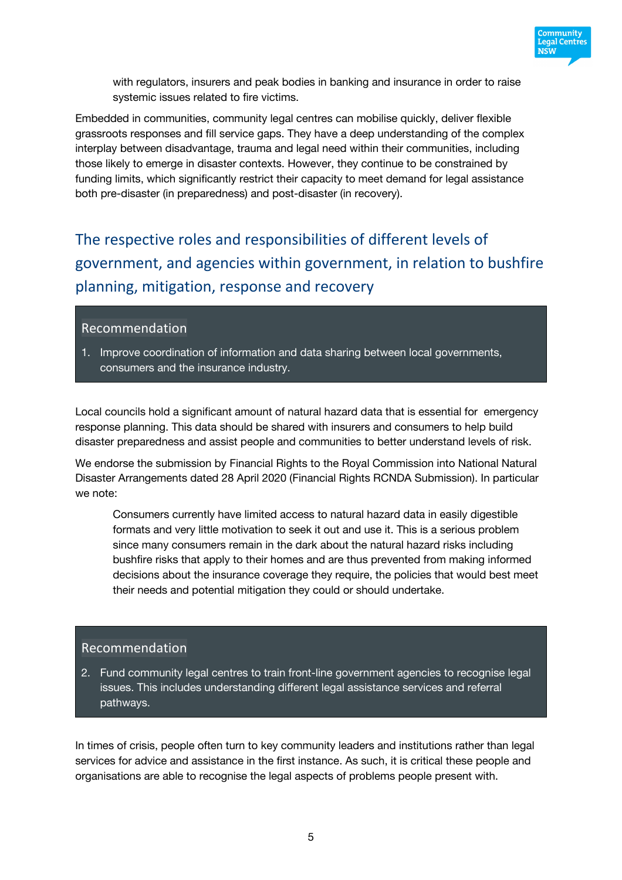with regulators, insurers and peak bodies in banking and insurance in order to raise systemic issues related to fire victims.

Embedded in communities, community legal centres can mobilise quickly, deliver flexible grassroots responses and fill service gaps. They have a deep understanding of the complex interplay between disadvantage, trauma and legal need within their communities, including those likely to emerge in disaster contexts. However, they continue to be constrained by funding limits, which significantly restrict their capacity to meet demand for legal assistance both pre-disaster (in preparedness) and post-disaster (in recovery).

## The respective roles and responsibilities of different levels of government, and agencies within government, in relation to bushfire planning, mitigation, response and recovery

> **Recommendation**
>
> 1. Improve coordination of information and data sharing between local governments, consumers and the insurance industry.

Local councils hold a significant amount of natural hazard data that is essential for emergency response planning. This data should be shared with insurers and consumers to help build disaster preparedness and assist people and communities to better understand levels of risk.

We endorse the submission by Financial Rights to the Royal Commission into National Natural Disaster Arrangements dated 28 April 2020 (Financial Rights RCNDA Submission). In particular we note:

> Consumers currently have limited access to natural hazard data in easily digestible formats and very little motivation to seek it out and use it. This is a serious problem since many consumers remain in the dark about the natural hazard risks including bushfire risks that apply to their homes and are thus prevented from making informed decisions about the insurance coverage they require, the policies that would best meet their needs and potential mitigation they could or should undertake.

> **Recommendation**
>
> 2. Fund community legal centres to train front-line government agencies to recognise legal issues. This includes understanding different legal assistance services and referral pathways.

In times of crisis, people often turn to key community leaders and institutions rather than legal services for advice and assistance in the first instance. As such, it is critical these people and organisations are able to recognise the legal aspects of problems people present with.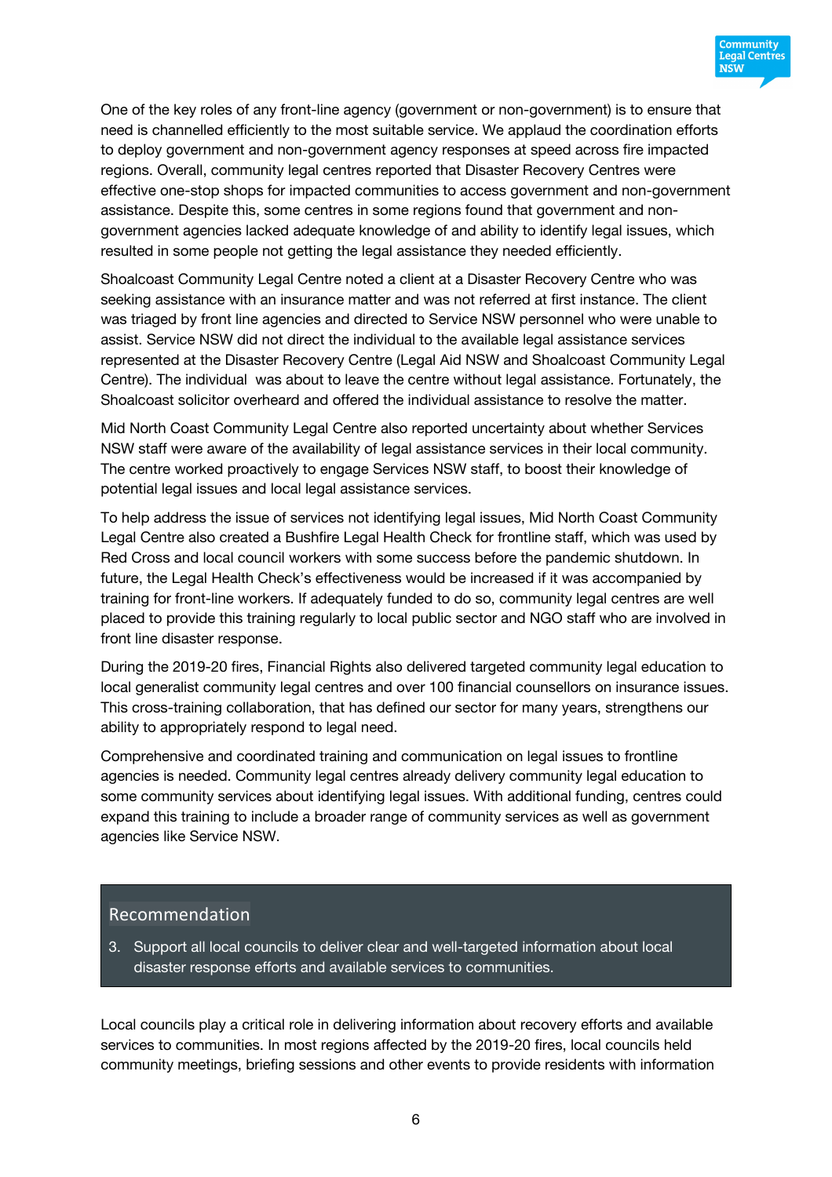One of the key roles of any front-line agency (government or non-government) is to ensure that need is channelled efficiently to the most suitable service. We applaud the coordination efforts to deploy government and non-government agency responses at speed across fire impacted regions. Overall, community legal centres reported that Disaster Recovery Centres were effective one-stop shops for impacted communities to access government and non-government assistance. Despite this, some centres in some regions found that government and non-government agencies lacked adequate knowledge of and ability to identify legal issues, which resulted in some people not getting the legal assistance they needed efficiently.

Shoalcoast Community Legal Centre noted a client at a Disaster Recovery Centre who was seeking assistance with an insurance matter and was not referred at first instance. The client was triaged by front line agencies and directed to Service NSW personnel who were unable to assist. Service NSW did not direct the individual to the available legal assistance services represented at the Disaster Recovery Centre (Legal Aid NSW and Shoalcoast Community Legal Centre). The individual was about to leave the centre without legal assistance. Fortunately, the Shoalcoast solicitor overheard and offered the individual assistance to resolve the matter.

Mid North Coast Community Legal Centre also reported uncertainty about whether Services NSW staff were aware of the availability of legal assistance services in their local community. The centre worked proactively to engage Services NSW staff, to boost their knowledge of potential legal issues and local legal assistance services.

To help address the issue of services not identifying legal issues, Mid North Coast Community Legal Centre also created a Bushfire Legal Health Check for frontline staff, which was used by Red Cross and local council workers with some success before the pandemic shutdown. In future, the Legal Health Check's effectiveness would be increased if it was accompanied by training for front-line workers. If adequately funded to do so, community legal centres are well placed to provide this training regularly to local public sector and NGO staff who are involved in front line disaster response.

During the 2019-20 fires, Financial Rights also delivered targeted community legal education to local generalist community legal centres and over 100 financial counsellors on insurance issues. This cross-training collaboration, that has defined our sector for many years, strengthens our ability to appropriately respond to legal need.

Comprehensive and coordinated training and communication on legal issues to frontline agencies is needed. Community legal centres already delivery community legal education to some community services about identifying legal issues. With additional funding, centres could expand this training to include a broader range of community services as well as government agencies like Service NSW.

### Recommendation

3. Support all local councils to deliver clear and well-targeted information about local disaster response efforts and available services to communities.

Local councils play a critical role in delivering information about recovery efforts and available services to communities. In most regions affected by the 2019-20 fires, local councils held community meetings, briefing sessions and other events to provide residents with information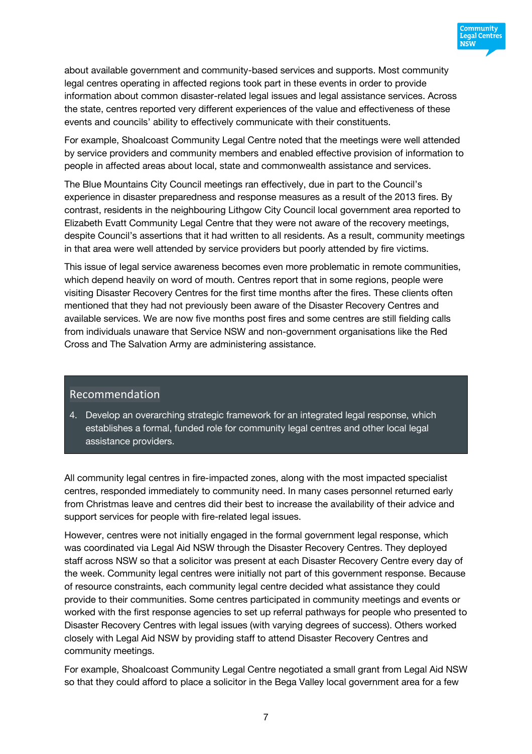about available government and community-based services and supports. Most community legal centres operating in affected regions took part in these events in order to provide information about common disaster-related legal issues and legal assistance services. Across the state, centres reported very different experiences of the value and effectiveness of these events and councils' ability to effectively communicate with their constituents.

For example, Shoalcoast Community Legal Centre noted that the meetings were well attended by service providers and community members and enabled effective provision of information to people in affected areas about local, state and commonwealth assistance and services.

The Blue Mountains City Council meetings ran effectively, due in part to the Council's experience in disaster preparedness and response measures as a result of the 2013 fires. By contrast, residents in the neighbouring Lithgow City Council local government area reported to Elizabeth Evatt Community Legal Centre that they were not aware of the recovery meetings, despite Council's assertions that it had written to all residents. As a result, community meetings in that area were well attended by service providers but poorly attended by fire victims.

This issue of legal service awareness becomes even more problematic in remote communities, which depend heavily on word of mouth. Centres report that in some regions, people were visiting Disaster Recovery Centres for the first time months after the fires. These clients often mentioned that they had not previously been aware of the Disaster Recovery Centres and available services. We are now five months post fires and some centres are still fielding calls from individuals unaware that Service NSW and non-government organisations like the Red Cross and The Salvation Army are administering assistance.

> **Recommendation**
>
> 4. Develop an overarching strategic framework for an integrated legal response, which establishes a formal, funded role for community legal centres and other local legal assistance providers.

All community legal centres in fire-impacted zones, along with the most impacted specialist centres, responded immediately to community need. In many cases personnel returned early from Christmas leave and centres did their best to increase the availability of their advice and support services for people with fire-related legal issues.

However, centres were not initially engaged in the formal government legal response, which was coordinated via Legal Aid NSW through the Disaster Recovery Centres. They deployed staff across NSW so that a solicitor was present at each Disaster Recovery Centre every day of the week. Community legal centres were initially not part of this government response. Because of resource constraints, each community legal centre decided what assistance they could provide to their communities. Some centres participated in community meetings and events or worked with the first response agencies to set up referral pathways for people who presented to Disaster Recovery Centres with legal issues (with varying degrees of success). Others worked closely with Legal Aid NSW by providing staff to attend Disaster Recovery Centres and community meetings.

For example, Shoalcoast Community Legal Centre negotiated a small grant from Legal Aid NSW so that they could afford to place a solicitor in the Bega Valley local government area for a few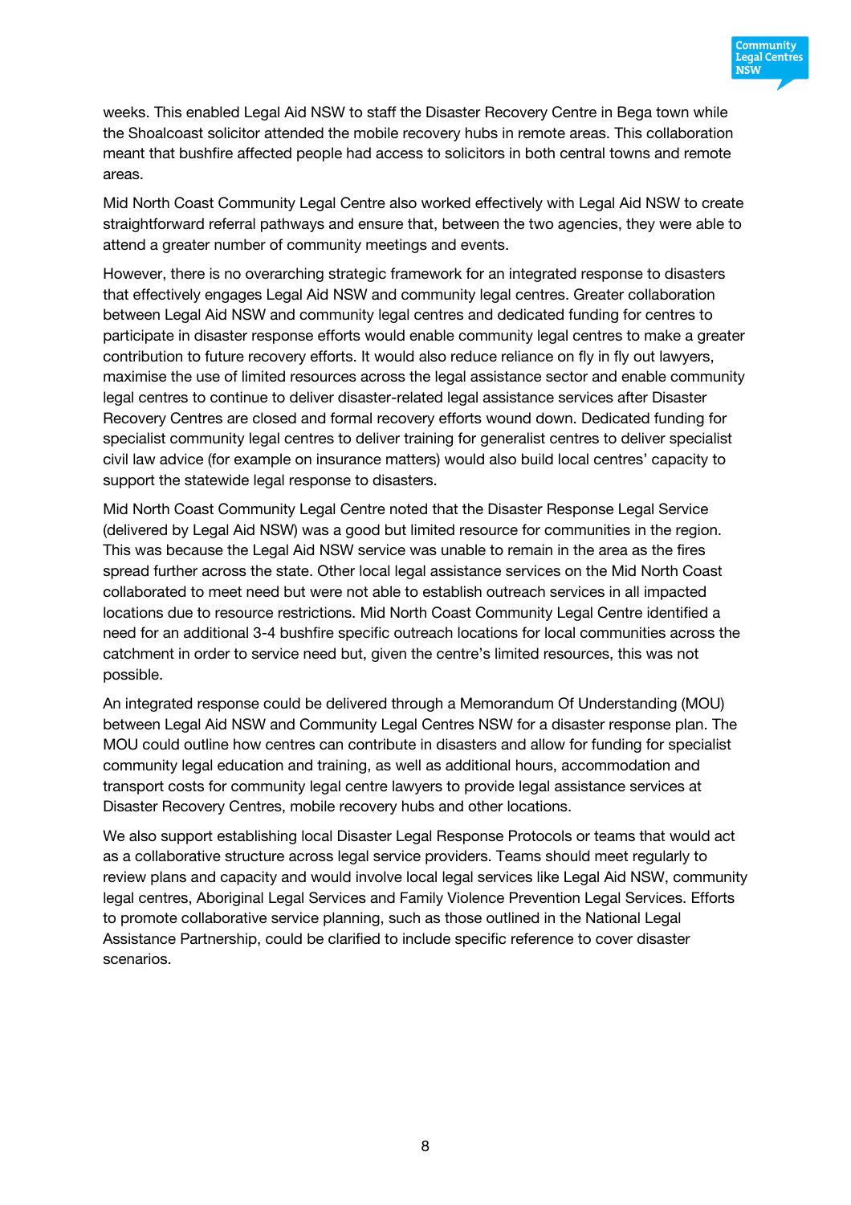weeks. This enabled Legal Aid NSW to staff the Disaster Recovery Centre in Bega town while the Shoalcoast solicitor attended the mobile recovery hubs in remote areas. This collaboration meant that bushfire affected people had access to solicitors in both central towns and remote areas.

Mid North Coast Community Legal Centre also worked effectively with Legal Aid NSW to create straightforward referral pathways and ensure that, between the two agencies, they were able to attend a greater number of community meetings and events.

However, there is no overarching strategic framework for an integrated response to disasters that effectively engages Legal Aid NSW and community legal centres. Greater collaboration between Legal Aid NSW and community legal centres and dedicated funding for centres to participate in disaster response efforts would enable community legal centres to make a greater contribution to future recovery efforts. It would also reduce reliance on fly in fly out lawyers, maximise the use of limited resources across the legal assistance sector and enable community legal centres to continue to deliver disaster-related legal assistance services after Disaster Recovery Centres are closed and formal recovery efforts wound down. Dedicated funding for specialist community legal centres to deliver training for generalist centres to deliver specialist civil law advice (for example on insurance matters) would also build local centres' capacity to support the statewide legal response to disasters.

Mid North Coast Community Legal Centre noted that the Disaster Response Legal Service (delivered by Legal Aid NSW) was a good but limited resource for communities in the region. This was because the Legal Aid NSW service was unable to remain in the area as the fires spread further across the state. Other local legal assistance services on the Mid North Coast collaborated to meet need but were not able to establish outreach services in all impacted locations due to resource restrictions. Mid North Coast Community Legal Centre identified a need for an additional 3-4 bushfire specific outreach locations for local communities across the catchment in order to service need but, given the centre's limited resources, this was not possible.

An integrated response could be delivered through a Memorandum Of Understanding (MOU) between Legal Aid NSW and Community Legal Centres NSW for a disaster response plan. The MOU could outline how centres can contribute in disasters and allow for funding for specialist community legal education and training, as well as additional hours, accommodation and transport costs for community legal centre lawyers to provide legal assistance services at Disaster Recovery Centres, mobile recovery hubs and other locations.

We also support establishing local Disaster Legal Response Protocols or teams that would act as a collaborative structure across legal service providers. Teams should meet regularly to review plans and capacity and would involve local legal services like Legal Aid NSW, community legal centres, Aboriginal Legal Services and Family Violence Prevention Legal Services. Efforts to promote collaborative service planning, such as those outlined in the National Legal Assistance Partnership, could be clarified to include specific reference to cover disaster scenarios.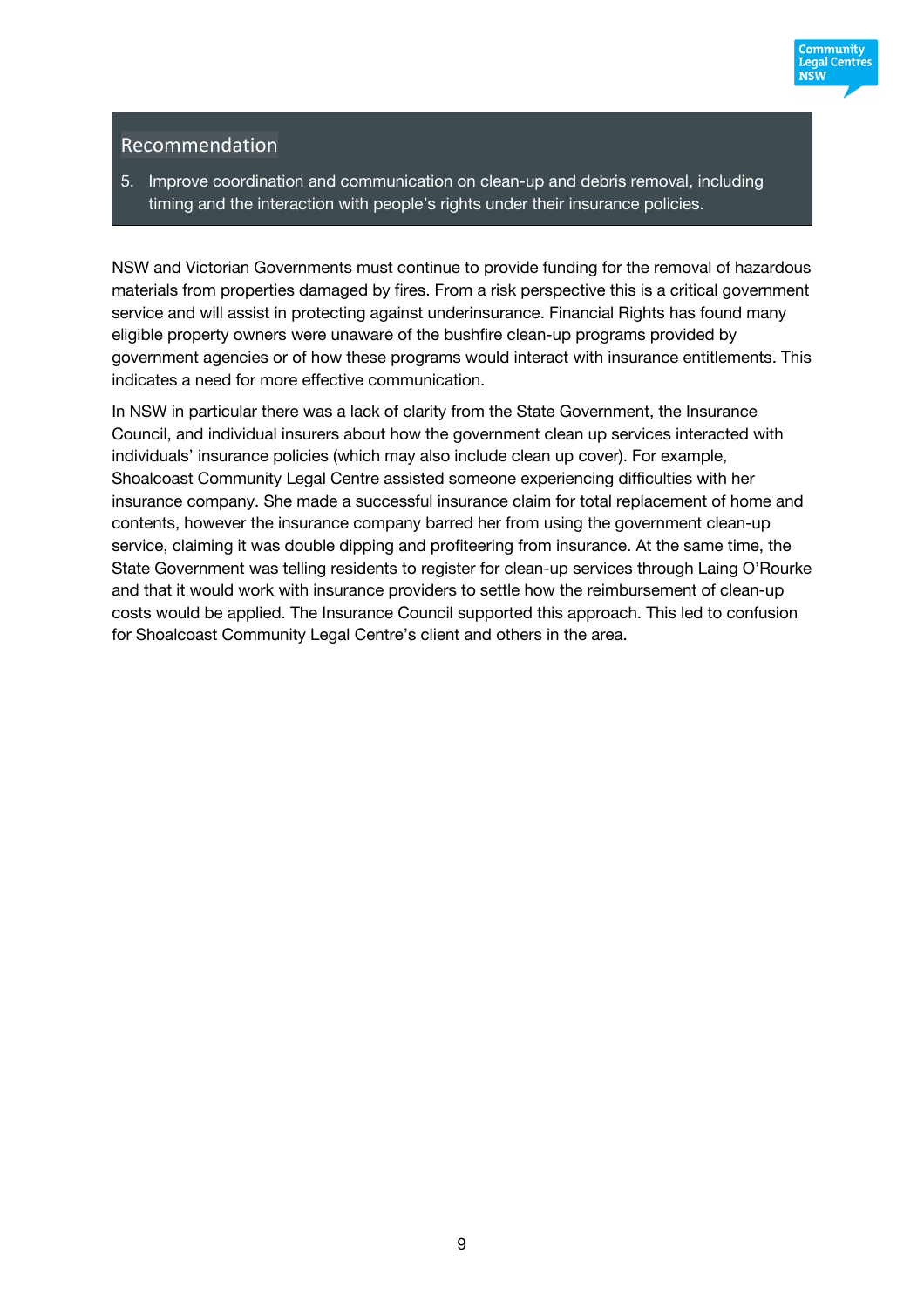## Recommendation

5. Improve coordination and communication on clean-up and debris removal, including timing and the interaction with people's rights under their insurance policies.

NSW and Victorian Governments must continue to provide funding for the removal of hazardous materials from properties damaged by fires. From a risk perspective this is a critical government service and will assist in protecting against underinsurance. Financial Rights has found many eligible property owners were unaware of the bushfire clean-up programs provided by government agencies or of how these programs would interact with insurance entitlements. This indicates a need for more effective communication.

In NSW in particular there was a lack of clarity from the State Government, the Insurance Council, and individual insurers about how the government clean up services interacted with individuals' insurance policies (which may also include clean up cover). For example, Shoalcoast Community Legal Centre assisted someone experiencing difficulties with her insurance company. She made a successful insurance claim for total replacement of home and contents, however the insurance company barred her from using the government clean-up service, claiming it was double dipping and profiteering from insurance. At the same time, the State Government was telling residents to register for clean-up services through Laing O'Rourke and that it would work with insurance providers to settle how the reimbursement of clean-up costs would be applied. The Insurance Council supported this approach. This led to confusion for Shoalcoast Community Legal Centre's client and others in the area.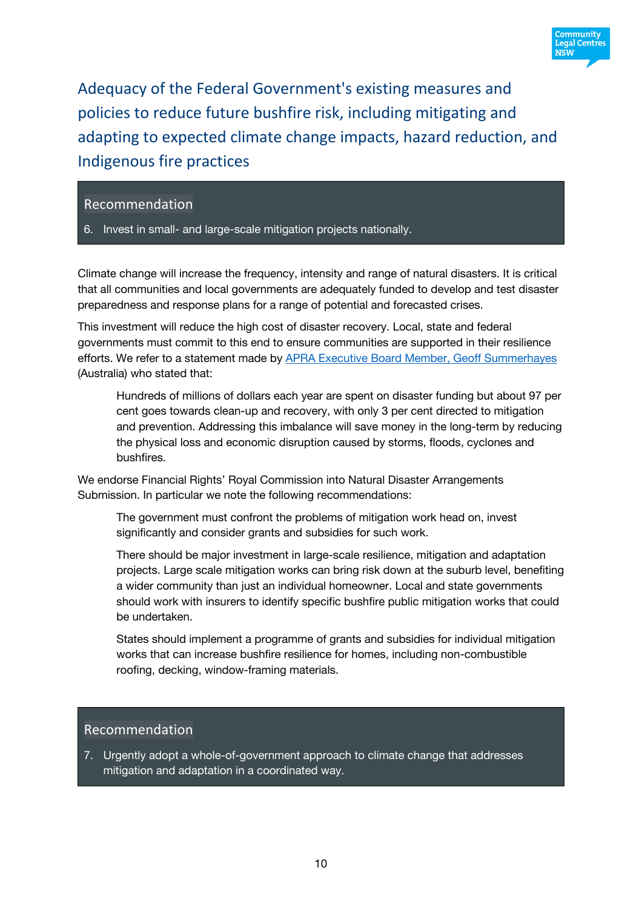## Adequacy of the Federal Government's existing measures and policies to reduce future bushfire risk, including mitigating and adapting to expected climate change impacts, hazard reduction, and Indigenous fire practices

> **Recommendation**
>
> 6. Invest in small- and large-scale mitigation projects nationally.

Climate change will increase the frequency, intensity and range of natural disasters. It is critical that all communities and local governments are adequately funded to develop and test disaster preparedness and response plans for a range of potential and forecasted crises.

This investment will reduce the high cost of disaster recovery. Local, state and federal governments must commit to this end to ensure communities are supported in their resilience efforts. We refer to a statement made by APRA Executive Board Member, Geoff Summerhayes (Australia) who stated that:

> Hundreds of millions of dollars each year are spent on disaster funding but about 97 per cent goes towards clean-up and recovery, with only 3 per cent directed to mitigation and prevention. Addressing this imbalance will save money in the long-term by reducing the physical loss and economic disruption caused by storms, floods, cyclones and bushfires.

We endorse Financial Rights' Royal Commission into Natural Disaster Arrangements Submission. In particular we note the following recommendations:

> The government must confront the problems of mitigation work head on, invest significantly and consider grants and subsidies for such work.
>
> There should be major investment in large-scale resilience, mitigation and adaptation projects. Large scale mitigation works can bring risk down at the suburb level, benefiting a wider community than just an individual homeowner. Local and state governments should work with insurers to identify specific bushfire public mitigation works that could be undertaken.
>
> States should implement a programme of grants and subsidies for individual mitigation works that can increase bushfire resilience for homes, including non-combustible roofing, decking, window-framing materials.

> **Recommendation**
>
> 7. Urgently adopt a whole-of-government approach to climate change that addresses mitigation and adaptation in a coordinated way.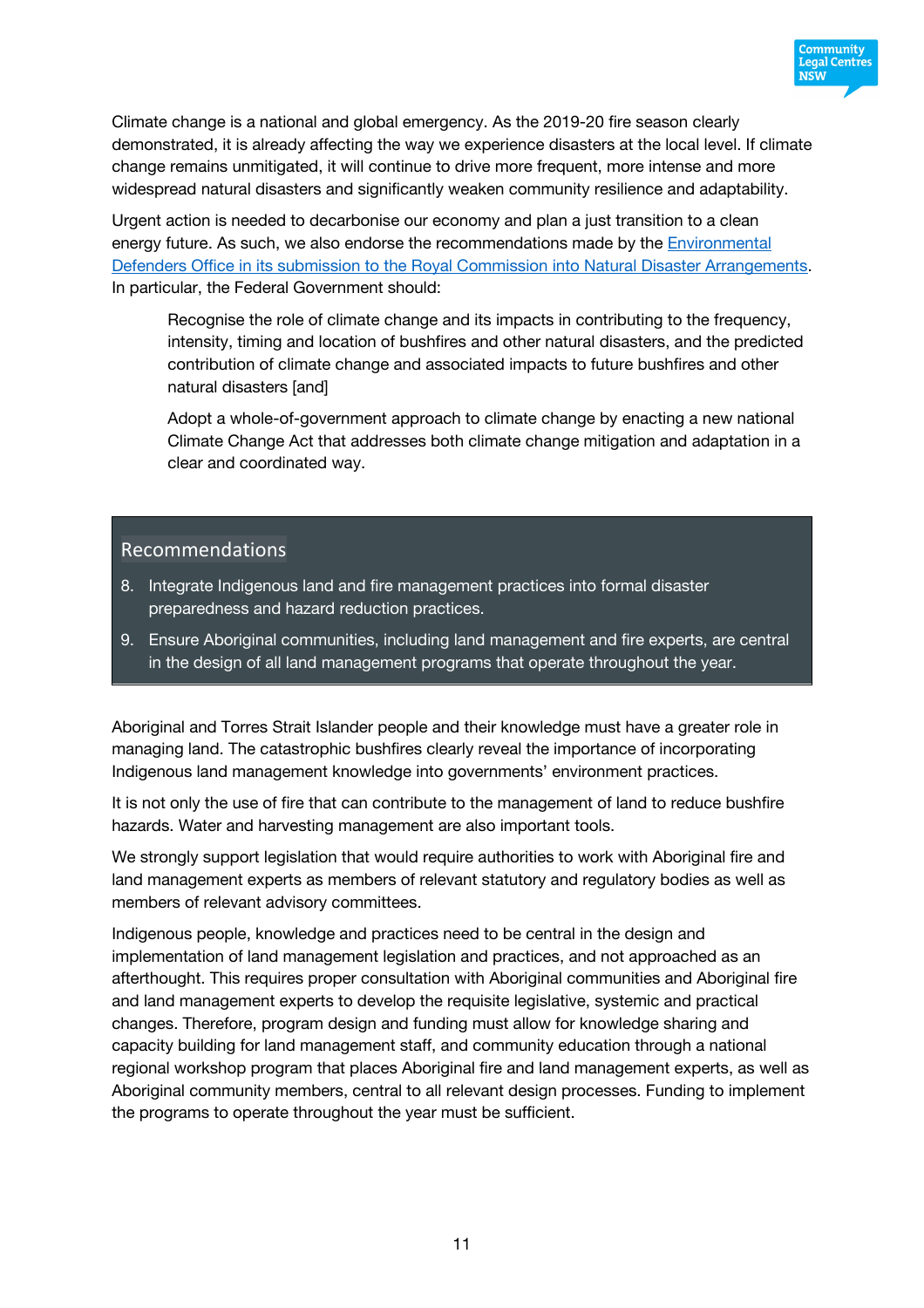Climate change is a national and global emergency. As the 2019-20 fire season clearly demonstrated, it is already affecting the way we experience disasters at the local level. If climate change remains unmitigated, it will continue to drive more frequent, more intense and more widespread natural disasters and significantly weaken community resilience and adaptability.

Urgent action is needed to decarbonise our economy and plan a just transition to a clean energy future. As such, we also endorse the recommendations made by the Environmental Defenders Office in its submission to the Royal Commission into Natural Disaster Arrangements. In particular, the Federal Government should:

> Recognise the role of climate change and its impacts in contributing to the frequency, intensity, timing and location of bushfires and other natural disasters, and the predicted contribution of climate change and associated impacts to future bushfires and other natural disasters [and]
>
> Adopt a whole-of-government approach to climate change by enacting a new national Climate Change Act that addresses both climate change mitigation and adaptation in a clear and coordinated way.

## Recommendations

8. Integrate Indigenous land and fire management practices into formal disaster preparedness and hazard reduction practices.
9. Ensure Aboriginal communities, including land management and fire experts, are central in the design of all land management programs that operate throughout the year.

Aboriginal and Torres Strait Islander people and their knowledge must have a greater role in managing land. The catastrophic bushfires clearly reveal the importance of incorporating Indigenous land management knowledge into governments' environment practices.

It is not only the use of fire that can contribute to the management of land to reduce bushfire hazards. Water and harvesting management are also important tools.

We strongly support legislation that would require authorities to work with Aboriginal fire and land management experts as members of relevant statutory and regulatory bodies as well as members of relevant advisory committees.

Indigenous people, knowledge and practices need to be central in the design and implementation of land management legislation and practices, and not approached as an afterthought. This requires proper consultation with Aboriginal communities and Aboriginal fire and land management experts to develop the requisite legislative, systemic and practical changes. Therefore, program design and funding must allow for knowledge sharing and capacity building for land management staff, and community education through a national regional workshop program that places Aboriginal fire and land management experts, as well as Aboriginal community members, central to all relevant design processes. Funding to implement the programs to operate throughout the year must be sufficient.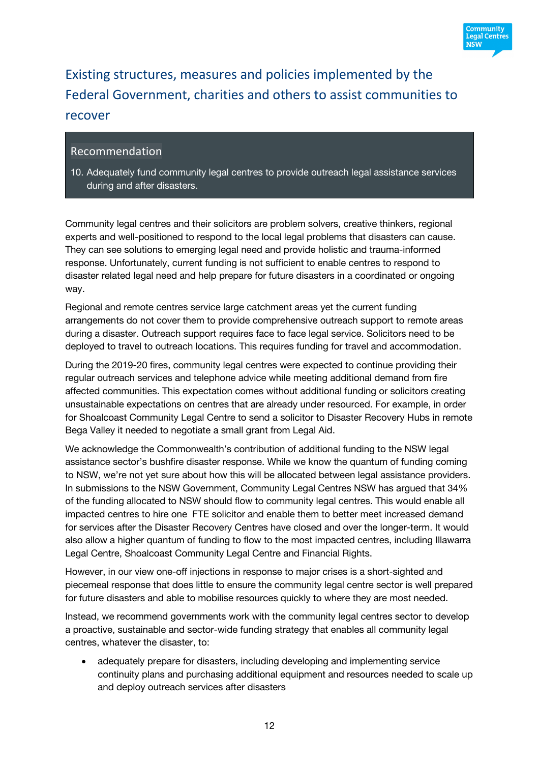## Existing structures, measures and policies implemented by the Federal Government, charities and others to assist communities to recover

> **Recommendation**
>
> 10. Adequately fund community legal centres to provide outreach legal assistance services during and after disasters.

Community legal centres and their solicitors are problem solvers, creative thinkers, regional experts and well-positioned to respond to the local legal problems that disasters can cause. They can see solutions to emerging legal need and provide holistic and trauma-informed response. Unfortunately, current funding is not sufficient to enable centres to respond to disaster related legal need and help prepare for future disasters in a coordinated or ongoing way.

Regional and remote centres service large catchment areas yet the current funding arrangements do not cover them to provide comprehensive outreach support to remote areas during a disaster. Outreach support requires face to face legal service. Solicitors need to be deployed to travel to outreach locations. This requires funding for travel and accommodation.

During the 2019-20 fires, community legal centres were expected to continue providing their regular outreach services and telephone advice while meeting additional demand from fire affected communities. This expectation comes without additional funding or solicitors creating unsustainable expectations on centres that are already under resourced. For example, in order for Shoalcoast Community Legal Centre to send a solicitor to Disaster Recovery Hubs in remote Bega Valley it needed to negotiate a small grant from Legal Aid.

We acknowledge the Commonwealth's contribution of additional funding to the NSW legal assistance sector's bushfire disaster response. While we know the quantum of funding coming to NSW, we're not yet sure about how this will be allocated between legal assistance providers. In submissions to the NSW Government, Community Legal Centres NSW has argued that 34% of the funding allocated to NSW should flow to community legal centres. This would enable all impacted centres to hire one FTE solicitor and enable them to better meet increased demand for services after the Disaster Recovery Centres have closed and over the longer-term. It would also allow a higher quantum of funding to flow to the most impacted centres, including Illawarra Legal Centre, Shoalcoast Community Legal Centre and Financial Rights.

However, in our view one-off injections in response to major crises is a short-sighted and piecemeal response that does little to ensure the community legal centre sector is well prepared for future disasters and able to mobilise resources quickly to where they are most needed.

Instead, we recommend governments work with the community legal centres sector to develop a proactive, sustainable and sector-wide funding strategy that enables all community legal centres, whatever the disaster, to:

- adequately prepare for disasters, including developing and implementing service continuity plans and purchasing additional equipment and resources needed to scale up and deploy outreach services after disasters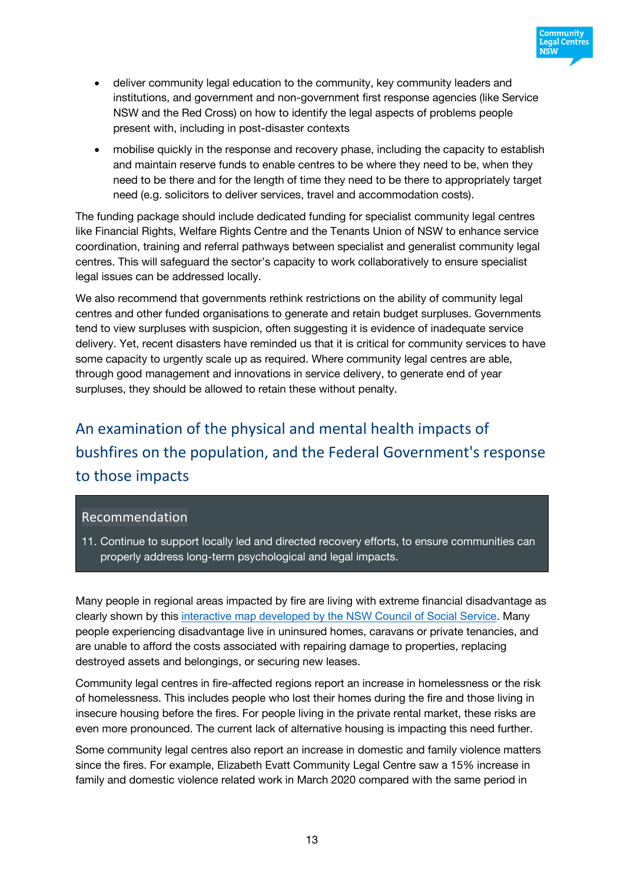- deliver community legal education to the community, key community leaders and institutions, and government and non-government first response agencies (like Service NSW and the Red Cross) on how to identify the legal aspects of problems people present with, including in post-disaster contexts
- mobilise quickly in the response and recovery phase, including the capacity to establish and maintain reserve funds to enable centres to be where they need to be, when they need to be there and for the length of time they need to be there to appropriately target need (e.g. solicitors to deliver services, travel and accommodation costs).

The funding package should include dedicated funding for specialist community legal centres like Financial Rights, Welfare Rights Centre and the Tenants Union of NSW to enhance service coordination, training and referral pathways between specialist and generalist community legal centres. This will safeguard the sector's capacity to work collaboratively to ensure specialist legal issues can be addressed locally.

We also recommend that governments rethink restrictions on the ability of community legal centres and other funded organisations to generate and retain budget surpluses. Governments tend to view surpluses with suspicion, often suggesting it is evidence of inadequate service delivery. Yet, recent disasters have reminded us that it is critical for community services to have some capacity to urgently scale up as required. Where community legal centres are able, through good management and innovations in service delivery, to generate end of year surpluses, they should be allowed to retain these without penalty.

## An examination of the physical and mental health impacts of bushfires on the population, and the Federal Government's response to those impacts

> **Recommendation**
>
> 11. Continue to support locally led and directed recovery efforts, to ensure communities can properly address long-term psychological and legal impacts.

Many people in regional areas impacted by fire are living with extreme financial disadvantage as clearly shown by this interactive map developed by the NSW Council of Social Service. Many people experiencing disadvantage live in uninsured homes, caravans or private tenancies, and are unable to afford the costs associated with repairing damage to properties, replacing destroyed assets and belongings, or securing new leases.

Community legal centres in fire-affected regions report an increase in homelessness or the risk of homelessness. This includes people who lost their homes during the fire and those living in insecure housing before the fires. For people living in the private rental market, these risks are even more pronounced. The current lack of alternative housing is impacting this need further.

Some community legal centres also report an increase in domestic and family violence matters since the fires. For example, Elizabeth Evatt Community Legal Centre saw a 15% increase in family and domestic violence related work in March 2020 compared with the same period in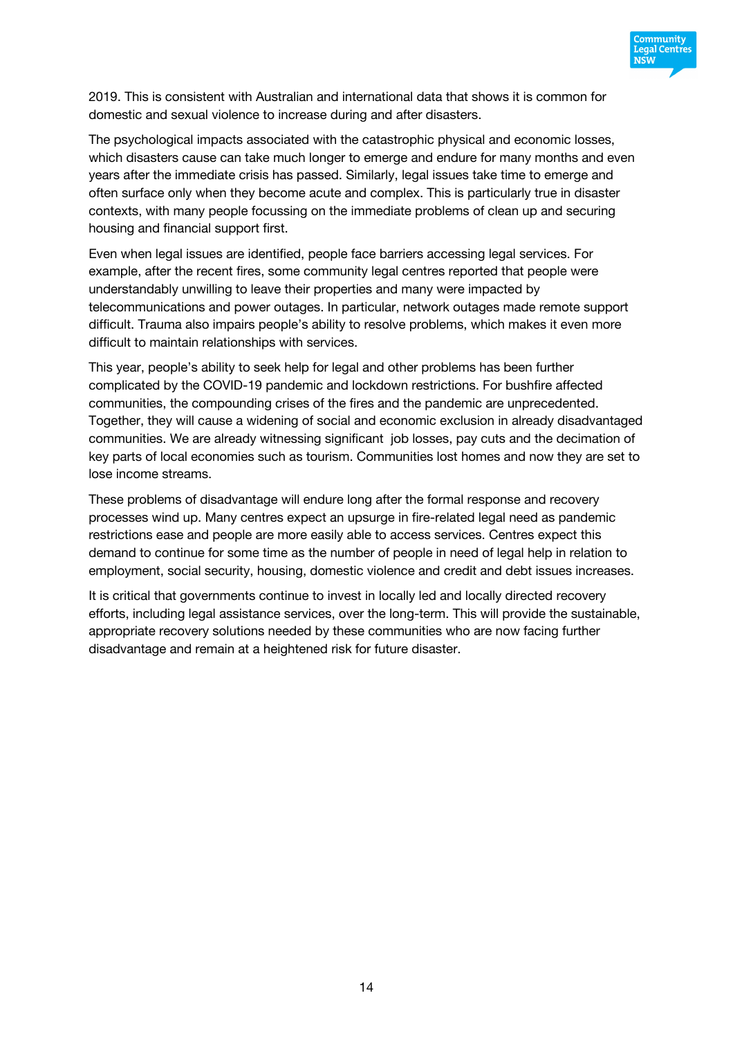2019. This is consistent with Australian and international data that shows it is common for domestic and sexual violence to increase during and after disasters.

The psychological impacts associated with the catastrophic physical and economic losses, which disasters cause can take much longer to emerge and endure for many months and even years after the immediate crisis has passed. Similarly, legal issues take time to emerge and often surface only when they become acute and complex. This is particularly true in disaster contexts, with many people focussing on the immediate problems of clean up and securing housing and financial support first.

Even when legal issues are identified, people face barriers accessing legal services. For example, after the recent fires, some community legal centres reported that people were understandably unwilling to leave their properties and many were impacted by telecommunications and power outages. In particular, network outages made remote support difficult. Trauma also impairs people's ability to resolve problems, which makes it even more difficult to maintain relationships with services.

This year, people's ability to seek help for legal and other problems has been further complicated by the COVID-19 pandemic and lockdown restrictions. For bushfire affected communities, the compounding crises of the fires and the pandemic are unprecedented. Together, they will cause a widening of social and economic exclusion in already disadvantaged communities. We are already witnessing significant job losses, pay cuts and the decimation of key parts of local economies such as tourism. Communities lost homes and now they are set to lose income streams.

These problems of disadvantage will endure long after the formal response and recovery processes wind up. Many centres expect an upsurge in fire-related legal need as pandemic restrictions ease and people are more easily able to access services. Centres expect this demand to continue for some time as the number of people in need of legal help in relation to employment, social security, housing, domestic violence and credit and debt issues increases.

It is critical that governments continue to invest in locally led and locally directed recovery efforts, including legal assistance services, over the long-term. This will provide the sustainable, appropriate recovery solutions needed by these communities who are now facing further disadvantage and remain at a heightened risk for future disaster.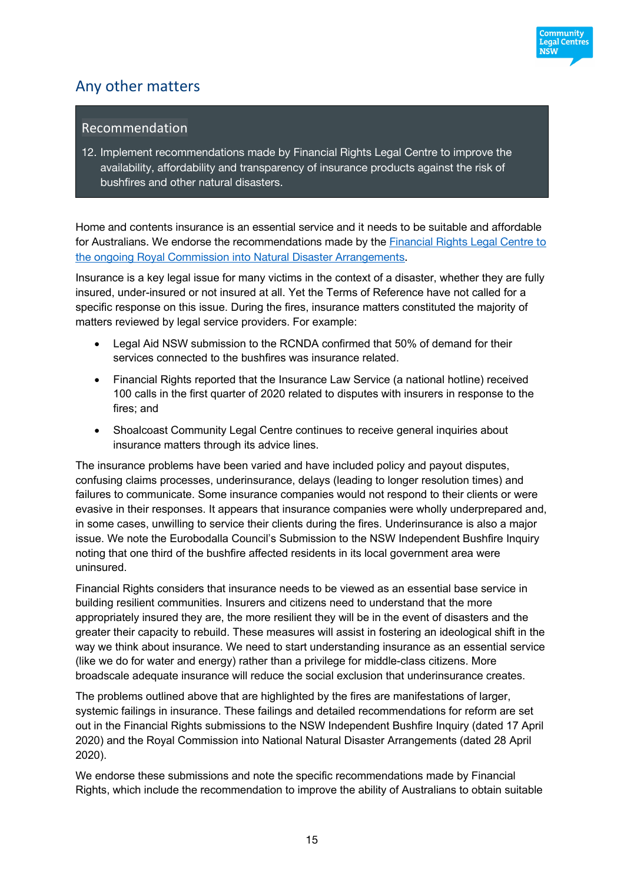## Any other matters

> **Recommendation**
>
> 12. Implement recommendations made by Financial Rights Legal Centre to improve the availability, affordability and transparency of insurance products against the risk of bushfires and other natural disasters.

Home and contents insurance is an essential service and it needs to be suitable and affordable for Australians. We endorse the recommendations made by the [Financial Rights Legal Centre to the ongoing Royal Commission into Natural Disaster Arrangements]().

Insurance is a key legal issue for many victims in the context of a disaster, whether they are fully insured, under-insured or not insured at all. Yet the Terms of Reference have not called for a specific response on this issue. During the fires, insurance matters constituted the majority of matters reviewed by legal service providers. For example:

- Legal Aid NSW submission to the RCNDA confirmed that 50% of demand for their services connected to the bushfires was insurance related.
- Financial Rights reported that the Insurance Law Service (a national hotline) received 100 calls in the first quarter of 2020 related to disputes with insurers in response to the fires; and
- Shoalcoast Community Legal Centre continues to receive general inquiries about insurance matters through its advice lines.

The insurance problems have been varied and have included policy and payout disputes, confusing claims processes, underinsurance, delays (leading to longer resolution times) and failures to communicate. Some insurance companies would not respond to their clients or were evasive in their responses. It appears that insurance companies were wholly underprepared and, in some cases, unwilling to service their clients during the fires. Underinsurance is also a major issue. We note the Eurobodalla Council's Submission to the NSW Independent Bushfire Inquiry noting that one third of the bushfire affected residents in its local government area were uninsured.

Financial Rights considers that insurance needs to be viewed as an essential base service in building resilient communities. Insurers and citizens need to understand that the more appropriately insured they are, the more resilient they will be in the event of disasters and the greater their capacity to rebuild. These measures will assist in fostering an ideological shift in the way we think about insurance. We need to start understanding insurance as an essential service (like we do for water and energy) rather than a privilege for middle-class citizens. More broadscale adequate insurance will reduce the social exclusion that underinsurance creates.

The problems outlined above that are highlighted by the fires are manifestations of larger, systemic failings in insurance. These failings and detailed recommendations for reform are set out in the Financial Rights submissions to the NSW Independent Bushfire Inquiry (dated 17 April 2020) and the Royal Commission into National Natural Disaster Arrangements (dated 28 April 2020).

We endorse these submissions and note the specific recommendations made by Financial Rights, which include the recommendation to improve the ability of Australians to obtain suitable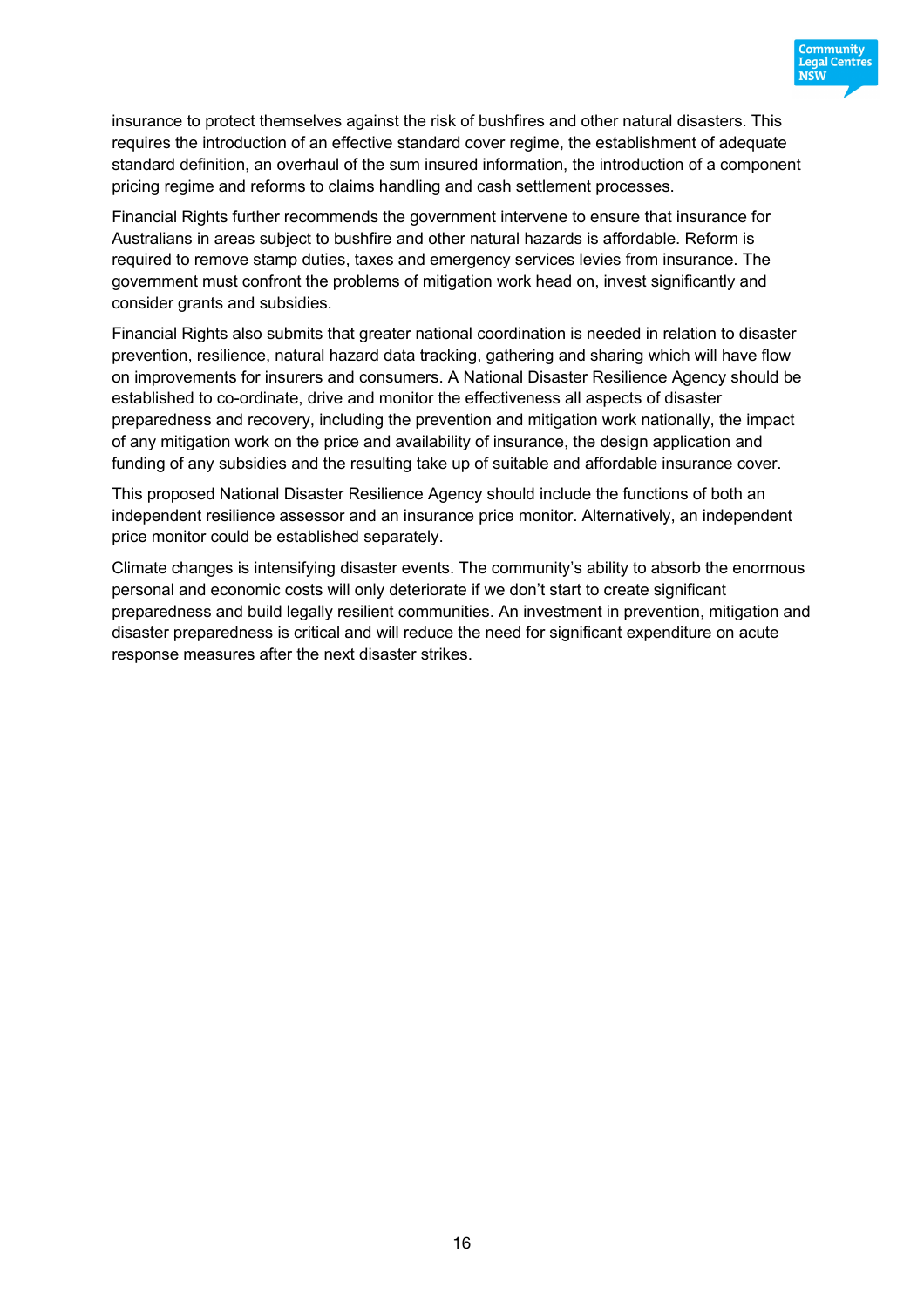insurance to protect themselves against the risk of bushfires and other natural disasters. This requires the introduction of an effective standard cover regime, the establishment of adequate standard definition, an overhaul of the sum insured information, the introduction of a component pricing regime and reforms to claims handling and cash settlement processes.

Financial Rights further recommends the government intervene to ensure that insurance for Australians in areas subject to bushfire and other natural hazards is affordable. Reform is required to remove stamp duties, taxes and emergency services levies from insurance. The government must confront the problems of mitigation work head on, invest significantly and consider grants and subsidies.

Financial Rights also submits that greater national coordination is needed in relation to disaster prevention, resilience, natural hazard data tracking, gathering and sharing which will have flow on improvements for insurers and consumers. A National Disaster Resilience Agency should be established to co-ordinate, drive and monitor the effectiveness all aspects of disaster preparedness and recovery, including the prevention and mitigation work nationally, the impact of any mitigation work on the price and availability of insurance, the design application and funding of any subsidies and the resulting take up of suitable and affordable insurance cover.

This proposed National Disaster Resilience Agency should include the functions of both an independent resilience assessor and an insurance price monitor. Alternatively, an independent price monitor could be established separately.

Climate changes is intensifying disaster events. The community's ability to absorb the enormous personal and economic costs will only deteriorate if we don't start to create significant preparedness and build legally resilient communities. An investment in prevention, mitigation and disaster preparedness is critical and will reduce the need for significant expenditure on acute response measures after the next disaster strikes.